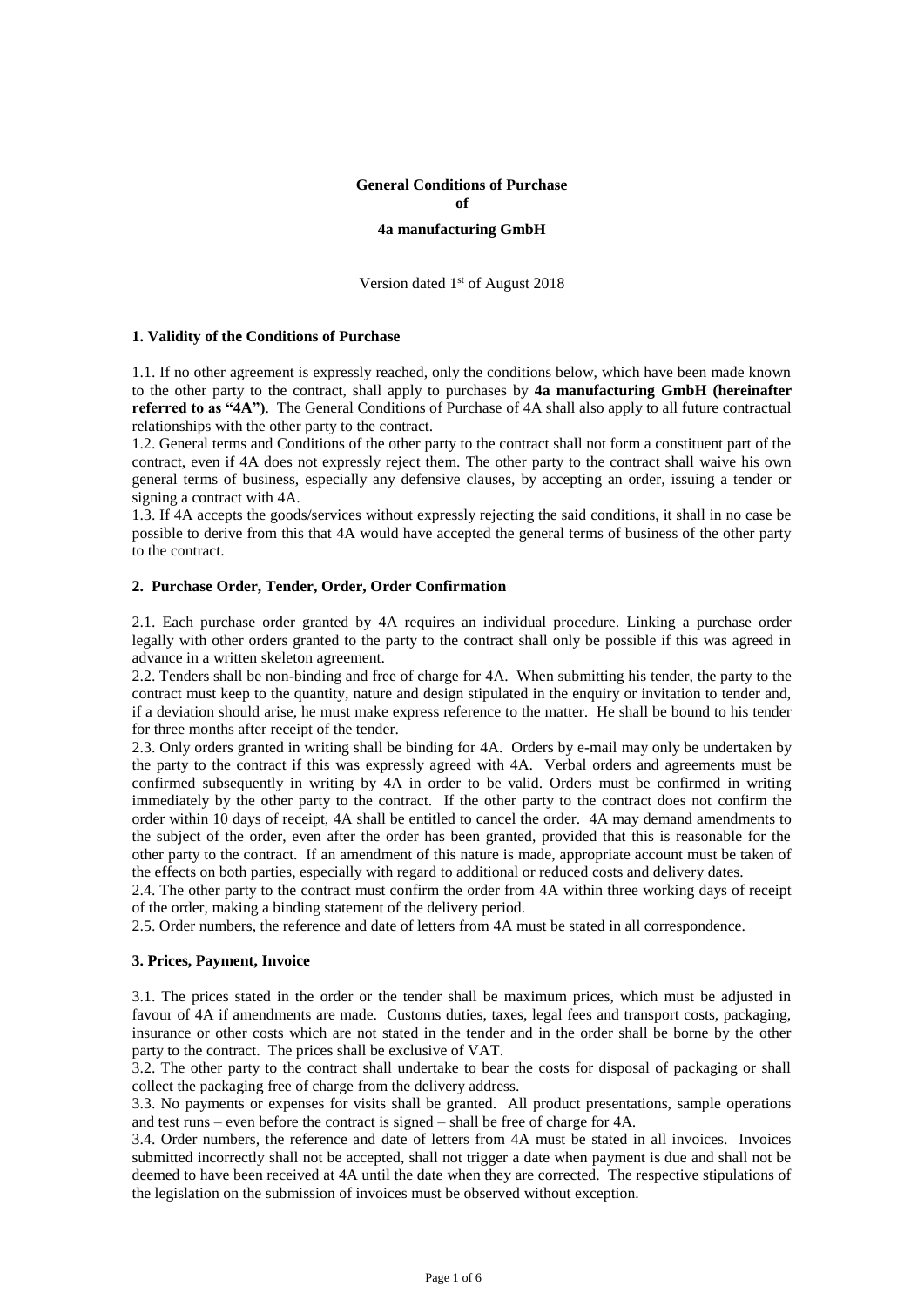**General Conditions of Purchase**
**of**
**4a manufacturing GmbH**

Version dated 1st of August 2018

### 1. Validity of the Conditions of Purchase

1.1. If no other agreement is expressly reached, only the conditions below, which have been made known to the other party to the contract, shall apply to purchases by **4a manufacturing GmbH (hereinafter referred to as "4A")**. The General Conditions of Purchase of 4A shall also apply to all future contractual relationships with the other party to the contract.
1.2. General terms and Conditions of the other party to the contract shall not form a constituent part of the contract, even if 4A does not expressly reject them. The other party to the contract shall waive his own general terms of business, especially any defensive clauses, by accepting an order, issuing a tender or signing a contract with 4A.
1.3. If 4A accepts the goods/services without expressly rejecting the said conditions, it shall in no case be possible to derive from this that 4A would have accepted the general terms of business of the other party to the contract.

### 2. Purchase Order, Tender, Order, Order Confirmation

2.1. Each purchase order granted by 4A requires an individual procedure. Linking a purchase order legally with other orders granted to the party to the contract shall only be possible if this was agreed in advance in a written skeleton agreement.
2.2. Tenders shall be non-binding and free of charge for 4A. When submitting his tender, the party to the contract must keep to the quantity, nature and design stipulated in the enquiry or invitation to tender and, if a deviation should arise, he must make express reference to the matter. He shall be bound to his tender for three months after receipt of the tender.
2.3. Only orders granted in writing shall be binding for 4A. Orders by e-mail may only be undertaken by the party to the contract if this was expressly agreed with 4A. Verbal orders and agreements must be confirmed subsequently in writing by 4A in order to be valid. Orders must be confirmed in writing immediately by the other party to the contract. If the other party to the contract does not confirm the order within 10 days of receipt, 4A shall be entitled to cancel the order. 4A may demand amendments to the subject of the order, even after the order has been granted, provided that this is reasonable for the other party to the contract. If an amendment of this nature is made, appropriate account must be taken of the effects on both parties, especially with regard to additional or reduced costs and delivery dates.
2.4. The other party to the contract must confirm the order from 4A within three working days of receipt of the order, making a binding statement of the delivery period.
2.5. Order numbers, the reference and date of letters from 4A must be stated in all correspondence.

### 3. Prices, Payment, Invoice

3.1. The prices stated in the order or the tender shall be maximum prices, which must be adjusted in favour of 4A if amendments are made. Customs duties, taxes, legal fees and transport costs, packaging, insurance or other costs which are not stated in the tender and in the order shall be borne by the other party to the contract. The prices shall be exclusive of VAT.
3.2. The other party to the contract shall undertake to bear the costs for disposal of packaging or shall collect the packaging free of charge from the delivery address.
3.3. No payments or expenses for visits shall be granted. All product presentations, sample operations and test runs – even before the contract is signed – shall be free of charge for 4A.
3.4. Order numbers, the reference and date of letters from 4A must be stated in all invoices. Invoices submitted incorrectly shall not be accepted, shall not trigger a date when payment is due and shall not be deemed to have been received at 4A until the date when they are corrected. The respective stipulations of the legislation on the submission of invoices must be observed without exception.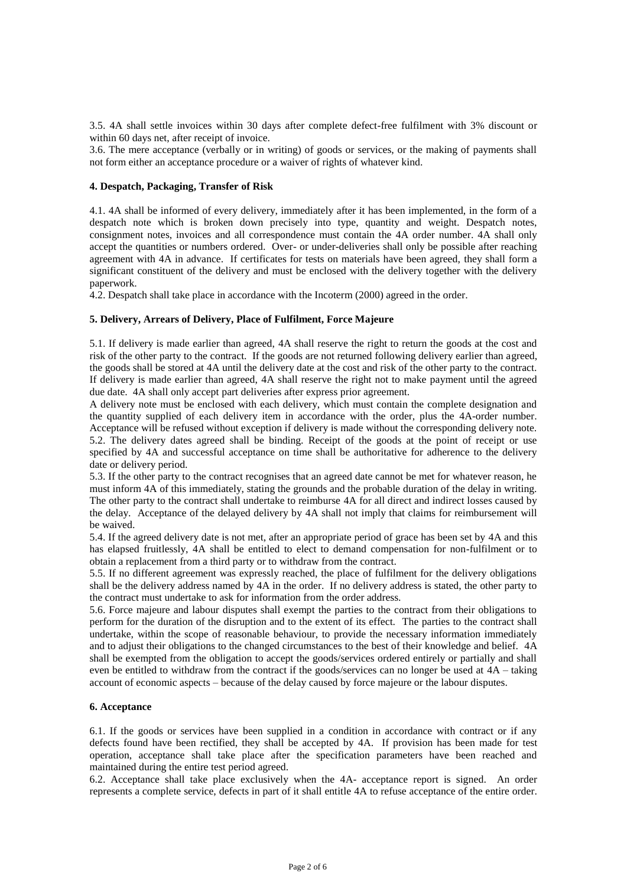3.5. 4A shall settle invoices within 30 days after complete defect-free fulfilment with 3% discount or within 60 days net, after receipt of invoice.

3.6. The mere acceptance (verbally or in writing) of goods or services, or the making of payments shall not form either an acceptance procedure or a waiver of rights of whatever kind.

#### 4. Despatch, Packaging, Transfer of Risk

4.1. 4A shall be informed of every delivery, immediately after it has been implemented, in the form of a despatch note which is broken down precisely into type, quantity and weight. Despatch notes, consignment notes, invoices and all correspondence must contain the 4A order number. 4A shall only accept the quantities or numbers ordered. Over- or under-deliveries shall only be possible after reaching agreement with 4A in advance. If certificates for tests on materials have been agreed, they shall form a significant constituent of the delivery and must be enclosed with the delivery together with the delivery paperwork.

4.2. Despatch shall take place in accordance with the Incoterm (2000) agreed in the order.

#### 5. Delivery, Arrears of Delivery, Place of Fulfilment, Force Majeure

5.1. If delivery is made earlier than agreed, 4A shall reserve the right to return the goods at the cost and risk of the other party to the contract. If the goods are not returned following delivery earlier than agreed, the goods shall be stored at 4A until the delivery date at the cost and risk of the other party to the contract. If delivery is made earlier than agreed, 4A shall reserve the right not to make payment until the agreed due date. 4A shall only accept part deliveries after express prior agreement.

A delivery note must be enclosed with each delivery, which must contain the complete designation and the quantity supplied of each delivery item in accordance with the order, plus the 4A-order number. Acceptance will be refused without exception if delivery is made without the corresponding delivery note.

5.2. The delivery dates agreed shall be binding. Receipt of the goods at the point of receipt or use specified by 4A and successful acceptance on time shall be authoritative for adherence to the delivery date or delivery period.

5.3. If the other party to the contract recognises that an agreed date cannot be met for whatever reason, he must inform 4A of this immediately, stating the grounds and the probable duration of the delay in writing. The other party to the contract shall undertake to reimburse 4A for all direct and indirect losses caused by the delay. Acceptance of the delayed delivery by 4A shall not imply that claims for reimbursement will be waived.

5.4. If the agreed delivery date is not met, after an appropriate period of grace has been set by 4A and this has elapsed fruitlessly, 4A shall be entitled to elect to demand compensation for non-fulfilment or to obtain a replacement from a third party or to withdraw from the contract.

5.5. If no different agreement was expressly reached, the place of fulfilment for the delivery obligations shall be the delivery address named by 4A in the order. If no delivery address is stated, the other party to the contract must undertake to ask for information from the order address.

5.6. Force majeure and labour disputes shall exempt the parties to the contract from their obligations to perform for the duration of the disruption and to the extent of its effect. The parties to the contract shall undertake, within the scope of reasonable behaviour, to provide the necessary information immediately and to adjust their obligations to the changed circumstances to the best of their knowledge and belief. 4A shall be exempted from the obligation to accept the goods/services ordered entirely or partially and shall even be entitled to withdraw from the contract if the goods/services can no longer be used at 4A – taking account of economic aspects – because of the delay caused by force majeure or the labour disputes.

#### 6. Acceptance

6.1. If the goods or services have been supplied in a condition in accordance with contract or if any defects found have been rectified, they shall be accepted by 4A. If provision has been made for test operation, acceptance shall take place after the specification parameters have been reached and maintained during the entire test period agreed.

6.2. Acceptance shall take place exclusively when the 4A- acceptance report is signed. An order represents a complete service, defects in part of it shall entitle 4A to refuse acceptance of the entire order.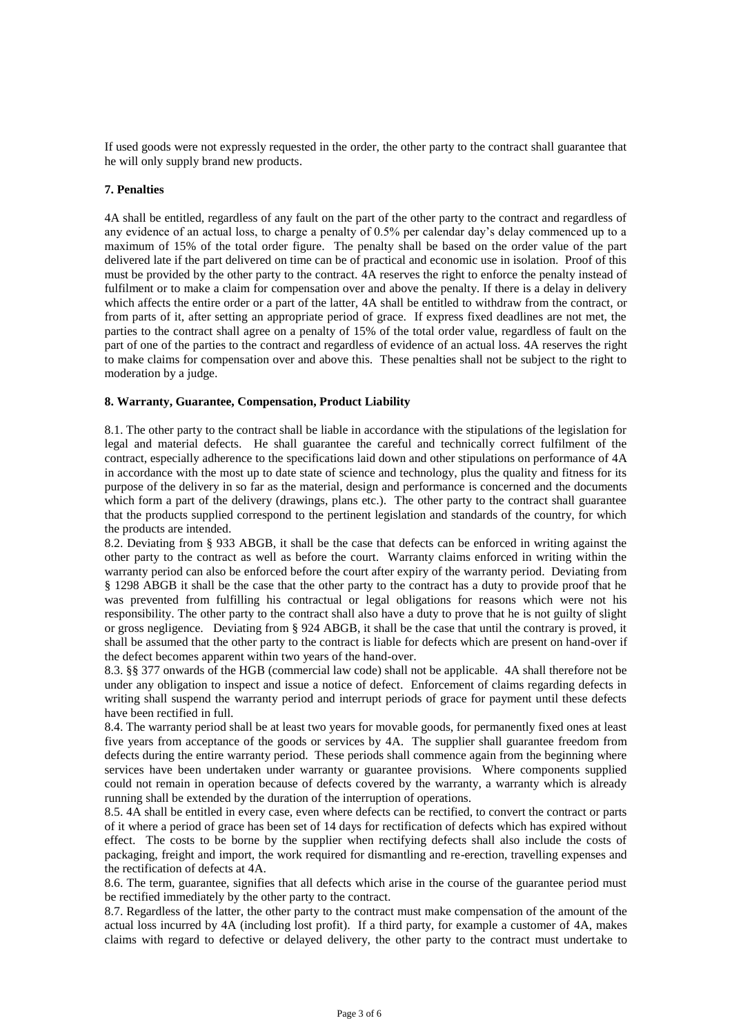If used goods were not expressly requested in the order, the other party to the contract shall guarantee that he will only supply brand new products.

**7. Penalties**

4A shall be entitled, regardless of any fault on the part of the other party to the contract and regardless of any evidence of an actual loss, to charge a penalty of 0.5% per calendar day's delay commenced up to a maximum of 15% of the total order figure. The penalty shall be based on the order value of the part delivered late if the part delivered on time can be of practical and economic use in isolation. Proof of this must be provided by the other party to the contract. 4A reserves the right to enforce the penalty instead of fulfilment or to make a claim for compensation over and above the penalty. If there is a delay in delivery which affects the entire order or a part of the latter, 4A shall be entitled to withdraw from the contract, or from parts of it, after setting an appropriate period of grace. If express fixed deadlines are not met, the parties to the contract shall agree on a penalty of 15% of the total order value, regardless of fault on the part of one of the parties to the contract and regardless of evidence of an actual loss. 4A reserves the right to make claims for compensation over and above this. These penalties shall not be subject to the right to moderation by a judge.

**8. Warranty, Guarantee, Compensation, Product Liability**

8.1. The other party to the contract shall be liable in accordance with the stipulations of the legislation for legal and material defects. He shall guarantee the careful and technically correct fulfilment of the contract, especially adherence to the specifications laid down and other stipulations on performance of 4A in accordance with the most up to date state of science and technology, plus the quality and fitness for its purpose of the delivery in so far as the material, design and performance is concerned and the documents which form a part of the delivery (drawings, plans etc.). The other party to the contract shall guarantee that the products supplied correspond to the pertinent legislation and standards of the country, for which the products are intended.

8.2. Deviating from § 933 ABGB, it shall be the case that defects can be enforced in writing against the other party to the contract as well as before the court. Warranty claims enforced in writing within the warranty period can also be enforced before the court after expiry of the warranty period. Deviating from § 1298 ABGB it shall be the case that the other party to the contract has a duty to provide proof that he was prevented from fulfilling his contractual or legal obligations for reasons which were not his responsibility. The other party to the contract shall also have a duty to prove that he is not guilty of slight or gross negligence. Deviating from § 924 ABGB, it shall be the case that until the contrary is proved, it shall be assumed that the other party to the contract is liable for defects which are present on hand-over if the defect becomes apparent within two years of the hand-over.

8.3. §§ 377 onwards of the HGB (commercial law code) shall not be applicable. 4A shall therefore not be under any obligation to inspect and issue a notice of defect. Enforcement of claims regarding defects in writing shall suspend the warranty period and interrupt periods of grace for payment until these defects have been rectified in full.

8.4. The warranty period shall be at least two years for movable goods, for permanently fixed ones at least five years from acceptance of the goods or services by 4A. The supplier shall guarantee freedom from defects during the entire warranty period. These periods shall commence again from the beginning where services have been undertaken under warranty or guarantee provisions. Where components supplied could not remain in operation because of defects covered by the warranty, a warranty which is already running shall be extended by the duration of the interruption of operations.

8.5. 4A shall be entitled in every case, even where defects can be rectified, to convert the contract or parts of it where a period of grace has been set of 14 days for rectification of defects which has expired without effect. The costs to be borne by the supplier when rectifying defects shall also include the costs of packaging, freight and import, the work required for dismantling and re-erection, travelling expenses and the rectification of defects at 4A.

8.6. The term, guarantee, signifies that all defects which arise in the course of the guarantee period must be rectified immediately by the other party to the contract.

8.7. Regardless of the latter, the other party to the contract must make compensation of the amount of the actual loss incurred by 4A (including lost profit). If a third party, for example a customer of 4A, makes claims with regard to defective or delayed delivery, the other party to the contract must undertake to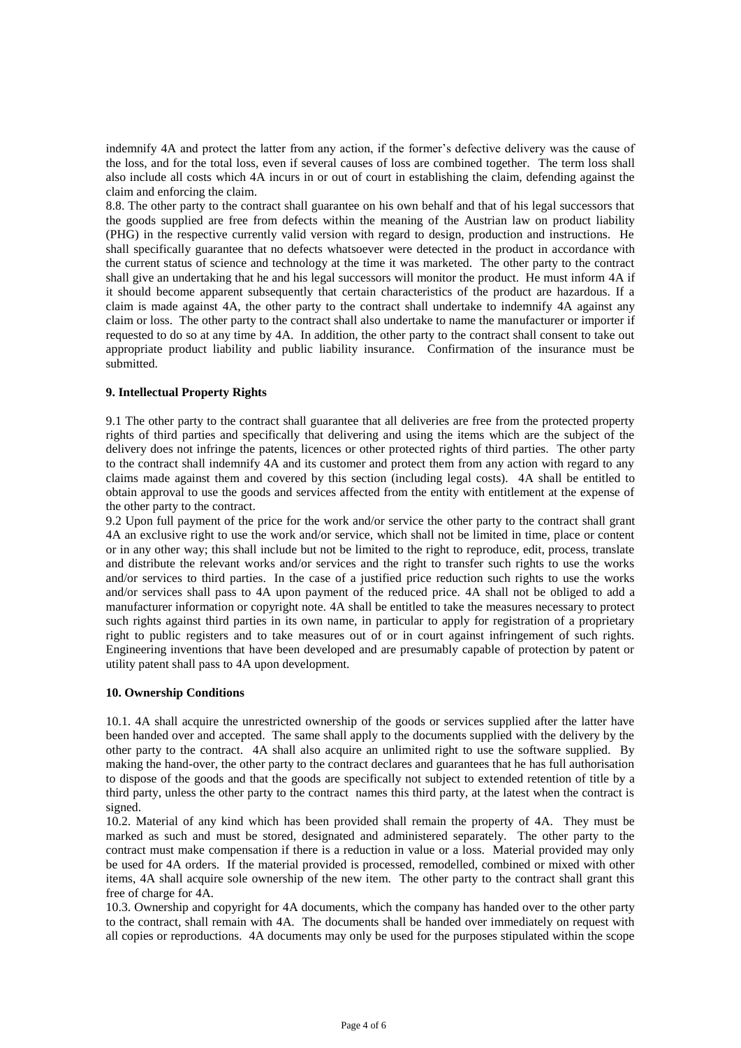indemnify 4A and protect the latter from any action, if the former's defective delivery was the cause of the loss, and for the total loss, even if several causes of loss are combined together. The term loss shall also include all costs which 4A incurs in or out of court in establishing the claim, defending against the claim and enforcing the claim.

8.8. The other party to the contract shall guarantee on his own behalf and that of his legal successors that the goods supplied are free from defects within the meaning of the Austrian law on product liability (PHG) in the respective currently valid version with regard to design, production and instructions. He shall specifically guarantee that no defects whatsoever were detected in the product in accordance with the current status of science and technology at the time it was marketed. The other party to the contract shall give an undertaking that he and his legal successors will monitor the product. He must inform 4A if it should become apparent subsequently that certain characteristics of the product are hazardous. If a claim is made against 4A, the other party to the contract shall undertake to indemnify 4A against any claim or loss. The other party to the contract shall also undertake to name the manufacturer or importer if requested to do so at any time by 4A. In addition, the other party to the contract shall consent to take out appropriate product liability and public liability insurance. Confirmation of the insurance must be submitted.

**9. Intellectual Property Rights**

9.1 The other party to the contract shall guarantee that all deliveries are free from the protected property rights of third parties and specifically that delivering and using the items which are the subject of the delivery does not infringe the patents, licences or other protected rights of third parties. The other party to the contract shall indemnify 4A and its customer and protect them from any action with regard to any claims made against them and covered by this section (including legal costs). 4A shall be entitled to obtain approval to use the goods and services affected from the entity with entitlement at the expense of the other party to the contract.

9.2 Upon full payment of the price for the work and/or service the other party to the contract shall grant 4A an exclusive right to use the work and/or service, which shall not be limited in time, place or content or in any other way; this shall include but not be limited to the right to reproduce, edit, process, translate and distribute the relevant works and/or services and the right to transfer such rights to use the works and/or services to third parties. In the case of a justified price reduction such rights to use the works and/or services shall pass to 4A upon payment of the reduced price. 4A shall not be obliged to add a manufacturer information or copyright note. 4A shall be entitled to take the measures necessary to protect such rights against third parties in its own name, in particular to apply for registration of a proprietary right to public registers and to take measures out of or in court against infringement of such rights. Engineering inventions that have been developed and are presumably capable of protection by patent or utility patent shall pass to 4A upon development.

**10. Ownership Conditions**

10.1. 4A shall acquire the unrestricted ownership of the goods or services supplied after the latter have been handed over and accepted. The same shall apply to the documents supplied with the delivery by the other party to the contract. 4A shall also acquire an unlimited right to use the software supplied. By making the hand-over, the other party to the contract declares and guarantees that he has full authorisation to dispose of the goods and that the goods are specifically not subject to extended retention of title by a third party, unless the other party to the contract names this third party, at the latest when the contract is signed.

10.2. Material of any kind which has been provided shall remain the property of 4A. They must be marked as such and must be stored, designated and administered separately. The other party to the contract must make compensation if there is a reduction in value or a loss. Material provided may only be used for 4A orders. If the material provided is processed, remodelled, combined or mixed with other items, 4A shall acquire sole ownership of the new item. The other party to the contract shall grant this free of charge for 4A.

10.3. Ownership and copyright for 4A documents, which the company has handed over to the other party to the contract, shall remain with 4A. The documents shall be handed over immediately on request with all copies or reproductions. 4A documents may only be used for the purposes stipulated within the scope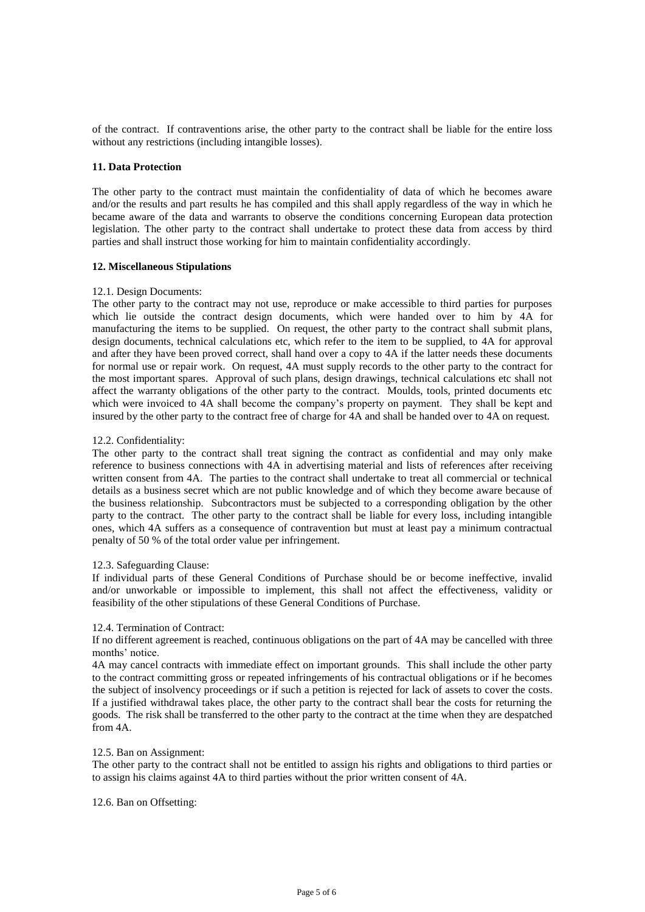of the contract. If contraventions arise, the other party to the contract shall be liable for the entire loss without any restrictions (including intangible losses).

## 11. Data Protection

The other party to the contract must maintain the confidentiality of data of which he becomes aware and/or the results and part results he has compiled and this shall apply regardless of the way in which he became aware of the data and warrants to observe the conditions concerning European data protection legislation. The other party to the contract shall undertake to protect these data from access by third parties and shall instruct those working for him to maintain confidentiality accordingly.

## 12. Miscellaneous Stipulations

12.1. Design Documents:
The other party to the contract may not use, reproduce or make accessible to third parties for purposes which lie outside the contract design documents, which were handed over to him by 4A for manufacturing the items to be supplied. On request, the other party to the contract shall submit plans, design documents, technical calculations etc, which refer to the item to be supplied, to 4A for approval and after they have been proved correct, shall hand over a copy to 4A if the latter needs these documents for normal use or repair work. On request, 4A must supply records to the other party to the contract for the most important spares. Approval of such plans, design drawings, technical calculations etc shall not affect the warranty obligations of the other party to the contract. Moulds, tools, printed documents etc which were invoiced to 4A shall become the company's property on payment. They shall be kept and insured by the other party to the contract free of charge for 4A and shall be handed over to 4A on request.

12.2. Confidentiality:
The other party to the contract shall treat signing the contract as confidential and may only make reference to business connections with 4A in advertising material and lists of references after receiving written consent from 4A. The parties to the contract shall undertake to treat all commercial or technical details as a business secret which are not public knowledge and of which they become aware because of the business relationship. Subcontractors must be subjected to a corresponding obligation by the other party to the contract. The other party to the contract shall be liable for every loss, including intangible ones, which 4A suffers as a consequence of contravention but must at least pay a minimum contractual penalty of 50 % of the total order value per infringement.

12.3. Safeguarding Clause:
If individual parts of these General Conditions of Purchase should be or become ineffective, invalid and/or unworkable or impossible to implement, this shall not affect the effectiveness, validity or feasibility of the other stipulations of these General Conditions of Purchase.

12.4. Termination of Contract:
If no different agreement is reached, continuous obligations on the part of 4A may be cancelled with three months' notice.
4A may cancel contracts with immediate effect on important grounds. This shall include the other party to the contract committing gross or repeated infringements of his contractual obligations or if he becomes the subject of insolvency proceedings or if such a petition is rejected for lack of assets to cover the costs. If a justified withdrawal takes place, the other party to the contract shall bear the costs for returning the goods. The risk shall be transferred to the other party to the contract at the time when they are despatched from 4A.

12.5. Ban on Assignment:
The other party to the contract shall not be entitled to assign his rights and obligations to third parties or to assign his claims against 4A to third parties without the prior written consent of 4A.

12.6. Ban on Offsetting: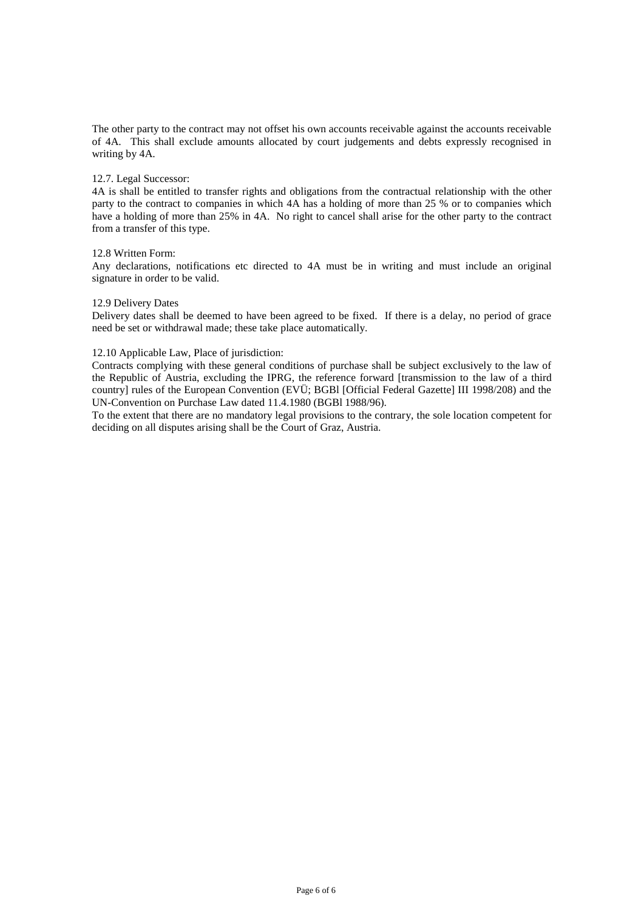The other party to the contract may not offset his own accounts receivable against the accounts receivable of 4A. This shall exclude amounts allocated by court judgements and debts expressly recognised in writing by 4A.

12.7. Legal Successor:

4A is shall be entitled to transfer rights and obligations from the contractual relationship with the other party to the contract to companies in which 4A has a holding of more than 25 % or to companies which have a holding of more than 25% in 4A. No right to cancel shall arise for the other party to the contract from a transfer of this type.

12.8 Written Form:

Any declarations, notifications etc directed to 4A must be in writing and must include an original signature in order to be valid.

12.9 Delivery Dates

Delivery dates shall be deemed to have been agreed to be fixed. If there is a delay, no period of grace need be set or withdrawal made; these take place automatically.

12.10 Applicable Law, Place of jurisdiction:

Contracts complying with these general conditions of purchase shall be subject exclusively to the law of the Republic of Austria, excluding the IPRG, the reference forward [transmission to the law of a third country] rules of the European Convention (EVÜ; BGBl [Official Federal Gazette] III 1998/208) and the UN-Convention on Purchase Law dated 11.4.1980 (BGBl 1988/96).

To the extent that there are no mandatory legal provisions to the contrary, the sole location competent for deciding on all disputes arising shall be the Court of Graz, Austria.